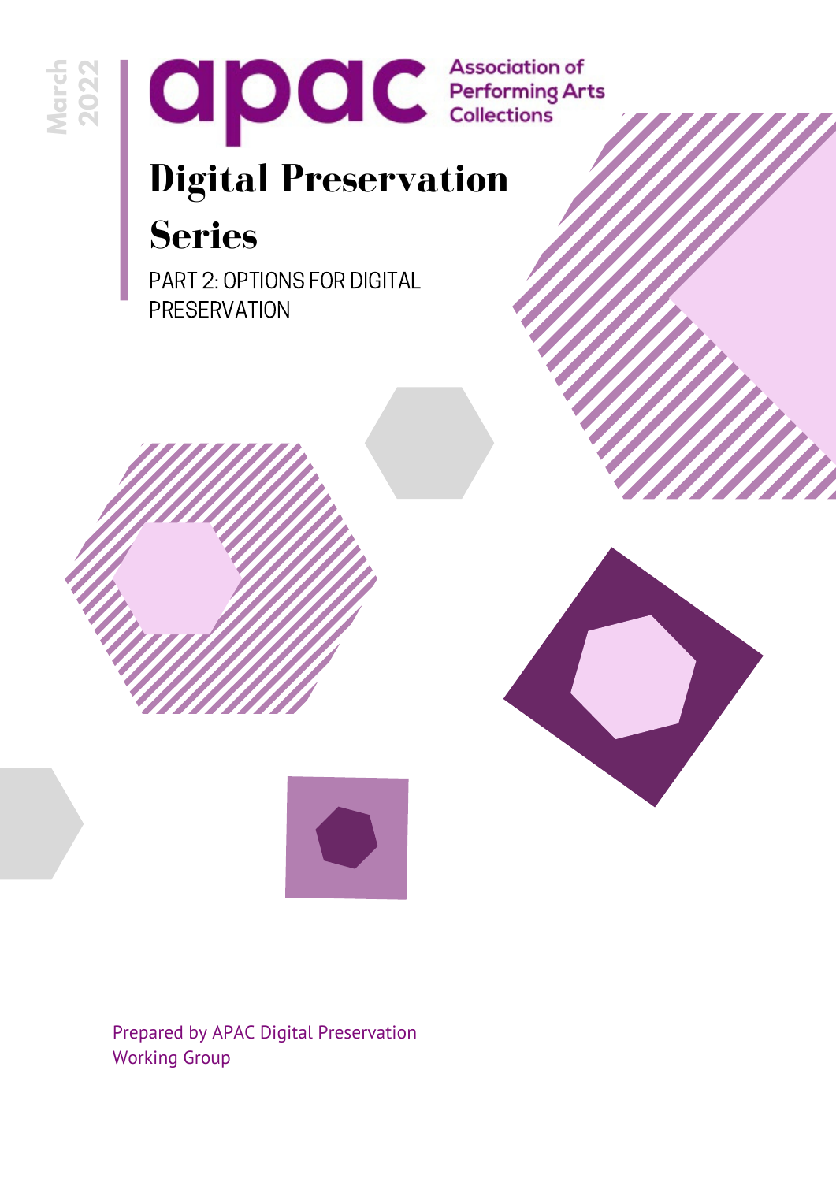March 2022

apac Association of Performing Arts Collections

# Digital Preservation Series

PART 2: OPTIONS FOR DIGITAL PRESERVATION

Prepared by APAC Digital Preservation Working Group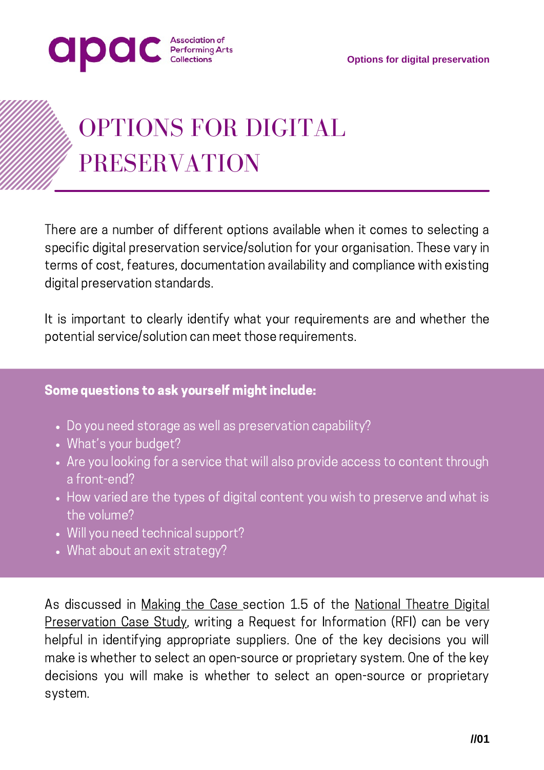# OPTIONS FOR DIGITAL PRESERVATION

There are a number of different options available when it comes to selecting a specific digital preservation service/solution for your organisation. These vary in terms of cost, features, documentation availability and compliance with existing digital preservation standards.

It is important to clearly identify what your requirements are and whether the potential service/solution can meet those requirements.

**Some questions to ask yourself might include:**

- Do you need storage as well as preservation capability?
- What's your budget?
- Are you looking for a service that will also provide access to content through a front-end?
- How varied are the types of digital content you wish to preserve and what is the volume?
- Will you need technical support?
- What about an exit strategy?

As discussed in Making the Case section 1.5 of the National Theatre Digital Preservation Case Study, writing a Request for Information (RFI) can be very helpful in identifying appropriate suppliers. One of the key decisions you will make is whether to select an open-source or proprietary system. One of the key decisions you will make is whether to select an open-source or proprietary system.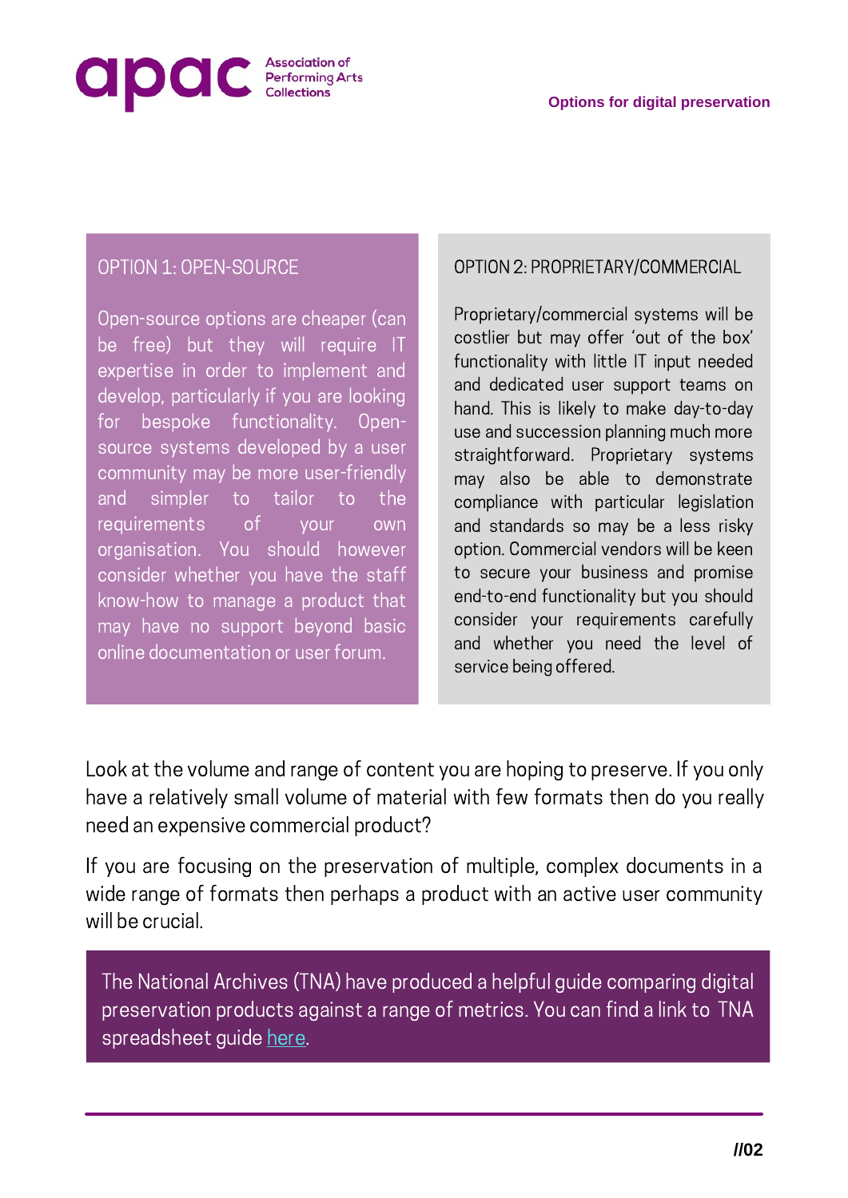### OPTION 1: OPEN-SOURCE

Open-source options are cheaper (can be free) but they will require IT expertise in order to implement and develop, particularly if you are looking for bespoke functionality. Open-source systems developed by a user community may be more user-friendly and simpler to tailor to the requirements of your own organisation. You should however consider whether you have the staff know-how to manage a product that may have no support beyond basic online documentation or user forum.

### OPTION 2: PROPRIETARY/COMMERCIAL

Proprietary/commercial systems will be costlier but may offer 'out of the box' functionality with little IT input needed and dedicated user support teams on hand. This is likely to make day-to-day use and succession planning much more straightforward. Proprietary systems may also be able to demonstrate compliance with particular legislation and standards so may be a less risky option. Commercial vendors will be keen to secure your business and promise end-to-end functionality but you should consider your requirements carefully and whether you need the level of service being offered.

Look at the volume and range of content you are hoping to preserve. If you only have a relatively small volume of material with few formats then do you really need an expensive commercial product?

If you are focusing on the preservation of multiple, complex documents in a wide range of formats then perhaps a product with an active user community will be crucial.

The National Archives (TNA) have produced a helpful guide comparing digital preservation products against a range of metrics. You can find a link to TNA spreadsheet guide here.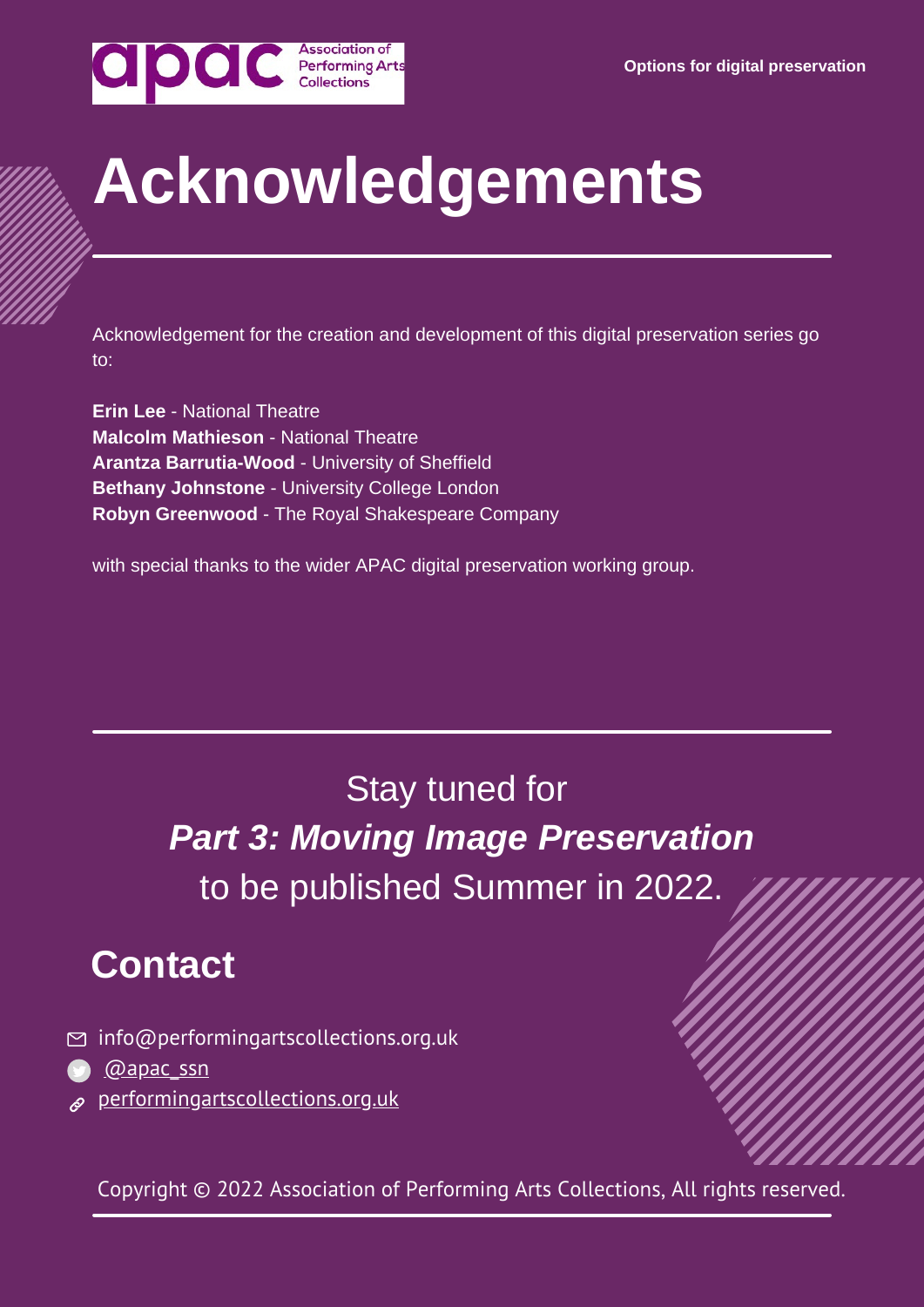# Acknowledgements

Acknowledgement for the creation and development of this digital preservation series go to:

**Erin Lee** - National Theatre
**Malcolm Mathieson** - National Theatre
**Arantza Barrutia-Wood** - University of Sheffield
**Bethany Johnstone** - University College London
**Robyn Greenwood** - The Royal Shakespeare Company

with special thanks to the wider APAC digital preservation working group.

Stay tuned for
***Part 3: Moving Image Preservation***
to be published Summer in 2022.

## Contact

info@performingartscollections.org.uk
@apac_ssn
performingartscollections.org.uk

Copyright © 2022 Association of Performing Arts Collections, All rights reserved.